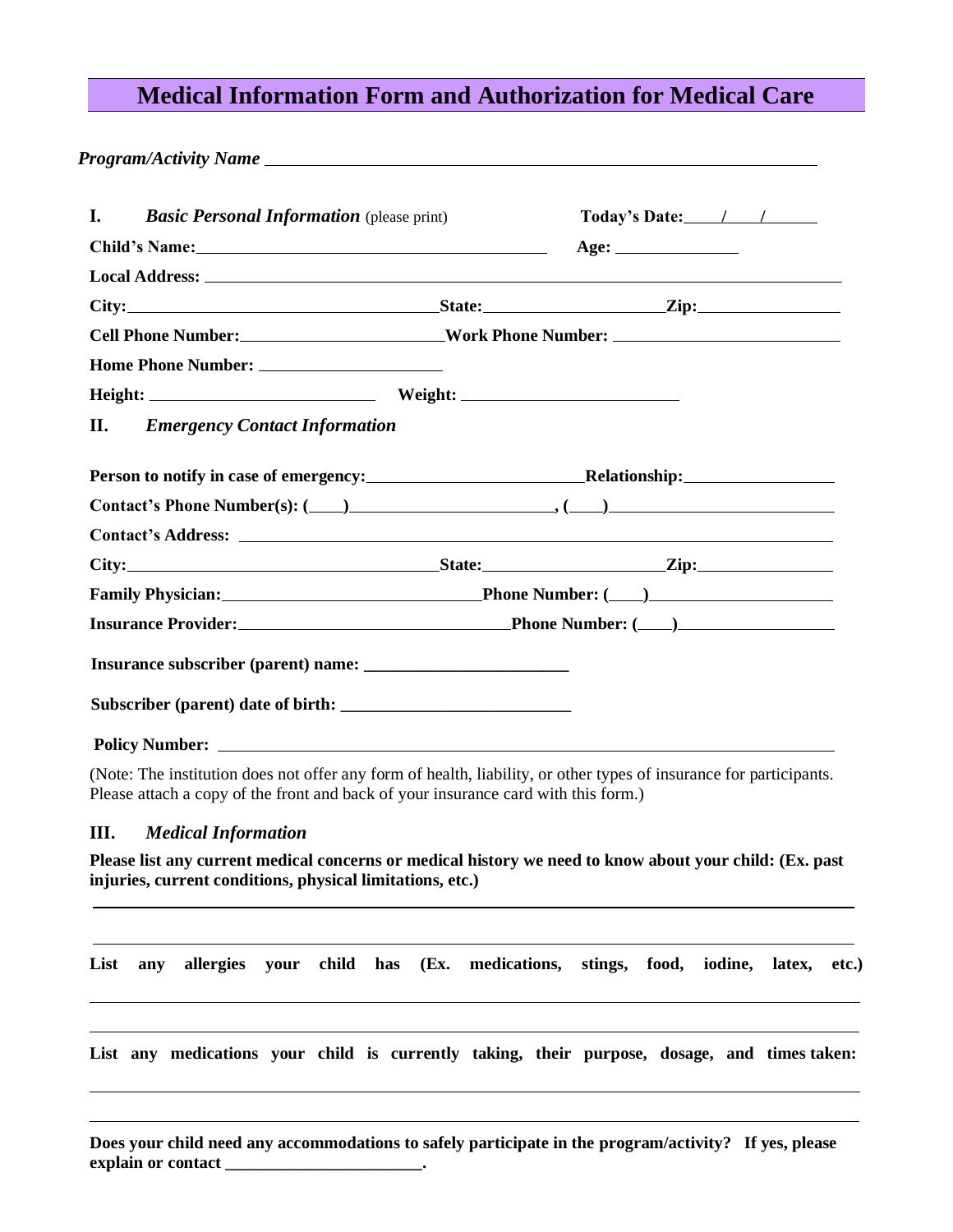# Medical Information Form and Authorization for Medical Care

***Program/Activity Name*** ______________________________________________

**I.** ***Basic Personal Information*** (please print) **Today's Date:** \_\_\_/\_\_\_/\_\_\_\_\_

**Child's Name:** ________________________________ **Age:** ____________

**Local Address:** ______________________________________________

**City:** ____________________ **State:** ____________________ **Zip:** ____________

**Cell Phone Number:** ____________________ **Work Phone Number:** ____________________

**Home Phone Number:** ____________________

**Height:** ____________________ **Weight:** ____________________

**II.** ***Emergency Contact Information***

**Person to notify in case of emergency:** ____________________ **Relationship:** ____________

**Contact's Phone Number(s): (\_\_\_)** ____________________**, (\_\_\_)** ____________________

**Contact's Address:** ______________________________________________

**City:** ____________________ **State:** ____________________ **Zip:** ____________

**Family Physician:** ____________________ **Phone Number: (\_\_\_)** ____________________

**Insurance Provider:** ____________________ **Phone Number: (\_\_\_)** ____________________

**Insurance subscriber (parent) name:** ____________________

**Subscriber (parent) date of birth:** ____________________

**Policy Number:** ______________________________________________

(Note: The institution does not offer any form of health, liability, or other types of insurance for participants. Please attach a copy of the front and back of your insurance card with this form.)

**III.** ***Medical Information***

**Please list any current medical concerns or medical history we need to know about your child: (Ex. past injuries, current conditions, physical limitations, etc.)**

______________________________________________

______________________________________________

**List any allergies your child has (Ex. medications, stings, food, iodine, latex, etc.)**

______________________________________________

______________________________________________

**List any medications your child is currently taking, their purpose, dosage, and times taken:**

______________________________________________

______________________________________________

**Does your child need any accommodations to safely participate in the program/activity? If yes, please explain or contact ______________________.**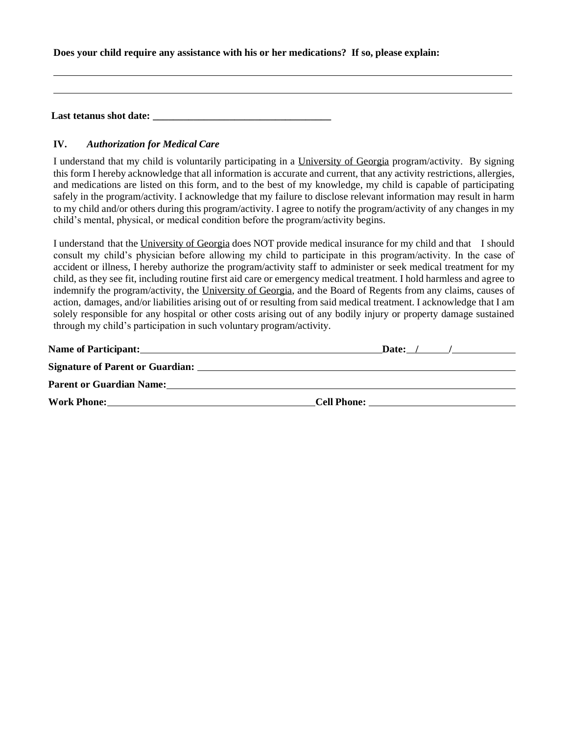**Does your child require any assistance with his or her medications? If so, please explain:**

\_\_\_\_\_\_\_\_\_\_\_\_\_\_\_\_\_\_\_\_\_\_\_\_\_\_\_\_\_\_\_\_\_\_\_\_\_\_\_\_\_\_\_\_\_\_\_\_\_\_\_\_\_\_\_\_\_\_\_\_\_\_\_\_\_\_\_\_\_\_\_\_\_\_\_\_\_\_\_\_\_\_\_\_\_\_

\_\_\_\_\_\_\_\_\_\_\_\_\_\_\_\_\_\_\_\_\_\_\_\_\_\_\_\_\_\_\_\_\_\_\_\_\_\_\_\_\_\_\_\_\_\_\_\_\_\_\_\_\_\_\_\_\_\_\_\_\_\_\_\_\_\_\_\_\_\_\_\_\_\_\_\_\_\_\_\_\_\_\_\_\_\_

**Last tetanus shot date: \_\_\_\_\_\_\_\_\_\_\_\_\_\_\_\_\_\_\_\_\_\_\_\_\_\_\_\_\_\_\_\_\_\_\_**

## IV. *Authorization for Medical Care*

I understand that my child is voluntarily participating in a University of Georgia program/activity. By signing this form I hereby acknowledge that all information is accurate and current, that any activity restrictions, allergies, and medications are listed on this form, and to the best of my knowledge, my child is capable of participating safely in the program/activity. I acknowledge that my failure to disclose relevant information may result in harm to my child and/or others during this program/activity. I agree to notify the program/activity of any changes in my child's mental, physical, or medical condition before the program/activity begins.

I understand that the University of Georgia does NOT provide medical insurance for my child and that I should consult my child's physician before allowing my child to participate in this program/activity. In the case of accident or illness, I hereby authorize the program/activity staff to administer or seek medical treatment for my child, as they see fit, including routine first aid care or emergency medical treatment. I hold harmless and agree to indemnify the program/activity, the University of Georgia, and the Board of Regents from any claims, causes of action, damages, and/or liabilities arising out of or resulting from said medical treatment. I acknowledge that I am solely responsible for any hospital or other costs arising out of any bodily injury or property damage sustained through my child's participation in such voluntary program/activity.

**Name of Participant:** \_\_\_\_\_\_\_\_\_\_\_\_\_\_\_\_\_\_\_\_\_\_\_\_\_\_\_\_\_\_\_\_\_\_\_\_\_\_\_\_ **Date: \_\_/\_\_\_\_/\_\_\_\_\_\_**

**Signature of Parent or Guardian:** \_\_\_\_\_\_\_\_\_\_\_\_\_\_\_\_\_\_\_\_\_\_\_\_\_\_\_\_\_\_\_\_\_\_\_\_\_\_\_\_\_\_\_\_\_\_\_\_\_\_\_\_\_\_

**Parent or Guardian Name:** \_\_\_\_\_\_\_\_\_\_\_\_\_\_\_\_\_\_\_\_\_\_\_\_\_\_\_\_\_\_\_\_\_\_\_\_\_\_\_\_\_\_\_\_\_\_\_\_\_\_\_\_\_\_\_\_\_\_\_\_

**Work Phone:** \_\_\_\_\_\_\_\_\_\_\_\_\_\_\_\_\_\_\_\_\_\_\_\_\_\_\_\_\_\_\_\_\_\_ **Cell Phone:** \_\_\_\_\_\_\_\_\_\_\_\_\_\_\_\_\_\_\_\_\_\_\_\_